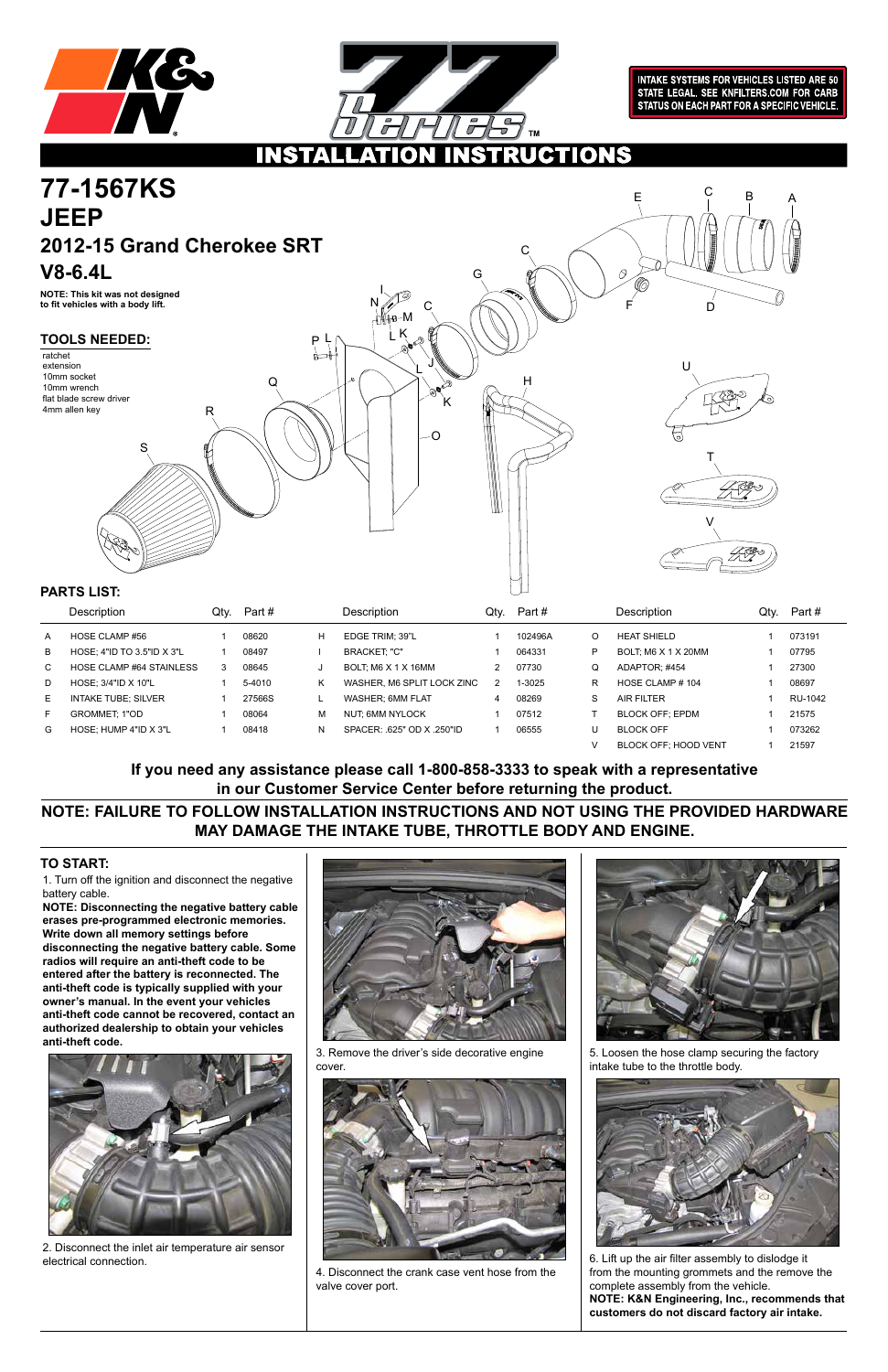INTAKE SYSTEMS FOR VEHICLES LISTED ARE 50 STATE LEGAL. SEE KNFILTERS.COM FOR CARB STATUS ON EACH PART FOR A SPECIFIC VEHICLE.

# INSTALLATION INSTRUCTIONS

# 77-1567KS
# JEEP
## 2012-15 Grand Cherokee SRT
## V8-6.4L

**NOTE: This kit was not designed to fit vehicles with a body lift.**

### TOOLS NEEDED:

- ratchet
- extension
- 10mm socket
- 10mm wrench
- flat blade screw driver
- 4mm allen key

### PARTS LIST:

| | Description | Qty. | Part # | | Description | Qty. | Part # | | Description | Qty. | Part # |
|---|---|---|---|---|---|---|---|---|---|---|---|
| A | HOSE CLAMP #56 | 1 | 08620 | H | EDGE TRIM; 39"L | 1 | 102496A | O | HEAT SHIELD | 1 | 073191 |
| B | HOSE; 4"ID TO 3.5"ID X 3"L | 1 | 08497 | I | BRACKET; "C" | 1 | 064331 | P | BOLT; M6 X 1 X 20MM | 1 | 07795 |
| C | HOSE CLAMP #64 STAINLESS | 3 | 08645 | J | BOLT; M6 X 1 X 16MM | 2 | 07730 | Q | ADAPTOR; #454 | 1 | 27300 |
| D | HOSE; 3/4"ID X 10"L | 1 | 5-4010 | K | WASHER, M6 SPLIT LOCK ZINC | 2 | 1-3025 | R | HOSE CLAMP # 104 | 1 | 08697 |
| E | INTAKE TUBE; SILVER | 1 | 27566S | L | WASHER; 6MM FLAT | 4 | 08269 | S | AIR FILTER | 1 | RU-1042 |
| F | GROMMET; 1"OD | 1 | 08064 | M | NUT; 6MM NYLOCK | 1 | 07512 | T | BLOCK OFF; EPDM | 1 | 21575 |
| G | HOSE; HUMP 4"ID X 3"L | 1 | 08418 | N | SPACER: .625" OD X .250"ID | 1 | 06555 | U | BLOCK OFF | 1 | 073262 |
| | | | | | | | | V | BLOCK OFF; HOOD VENT | 1 | 21597 |

**If you need any assistance please call 1-800-858-3333 to speak with a representative in our Customer Service Center before returning the product.**

**NOTE: FAILURE TO FOLLOW INSTALLATION INSTRUCTIONS AND NOT USING THE PROVIDED HARDWARE MAY DAMAGE THE INTAKE TUBE, THROTTLE BODY AND ENGINE.**

### TO START:

1. Turn off the ignition and disconnect the negative battery cable.

**NOTE: Disconnecting the negative battery cable erases pre-programmed electronic memories. Write down all memory settings before disconnecting the negative battery cable. Some radios will require an anti-theft code to be entered after the battery is reconnected. The anti-theft code is typically supplied with your owner's manual. In the event your vehicles anti-theft code cannot be recovered, contact an authorized dealership to obtain your vehicles anti-theft code.**

2. Disconnect the inlet air temperature air sensor electrical connection.

3. Remove the driver's side decorative engine cover.

4. Disconnect the crank case vent hose from the valve cover port.

5. Loosen the hose clamp securing the factory intake tube to the throttle body.

6. Lift up the air filter assembly to dislodge it from the mounting grommets and the remove the complete assembly from the vehicle.

**NOTE: K&N Engineering, Inc., recommends that customers do not discard factory air intake.**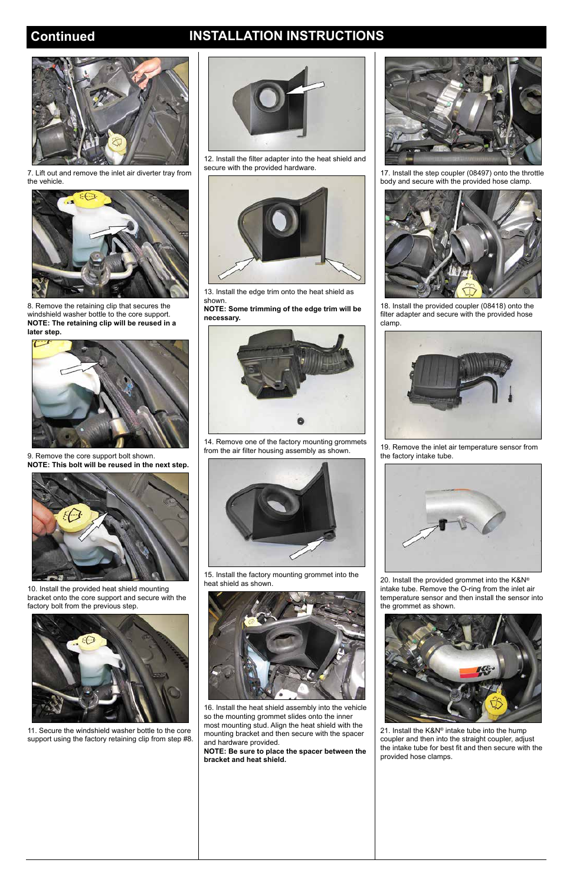## Continued

# INSTALLATION INSTRUCTIONS

7. Lift out and remove the inlet air diverter tray from the vehicle.

8. Remove the retaining clip that secures the windshield washer bottle to the core support.
**NOTE: The retaining clip will be reused in a later step.**

9. Remove the core support bolt shown.
**NOTE: This bolt will be reused in the next step.**

10. Install the provided heat shield mounting bracket onto the core support and secure with the factory bolt from the previous step.

11. Secure the windshield washer bottle to the core support using the factory retaining clip from step #8.

12. Install the filter adapter into the heat shield and secure with the provided hardware.

13. Install the edge trim onto the heat shield as shown.
**NOTE: Some trimming of the edge trim will be necessary.**

14. Remove one of the factory mounting grommets from the air filter housing assembly as shown.

15. Install the factory mounting grommet into the heat shield as shown.

16. Install the heat shield assembly into the vehicle so the mounting grommet slides onto the inner most mounting stud. Align the heat shield with the mounting bracket and then secure with the spacer and hardware provided.
**NOTE: Be sure to place the spacer between the bracket and heat shield.**

17. Install the step coupler (08497) onto the throttle body and secure with the provided hose clamp.

18. Install the provided coupler (08418) onto the filter adapter and secure with the provided hose clamp.

19. Remove the inlet air temperature sensor from the factory intake tube.

20. Install the provided grommet into the K&N® intake tube. Remove the O-ring from the inlet air temperature sensor and then install the sensor into the grommet as shown.

21. Install the K&N® intake tube into the hump coupler and then into the straight coupler, adjust the intake tube for best fit and then secure with the provided hose clamps.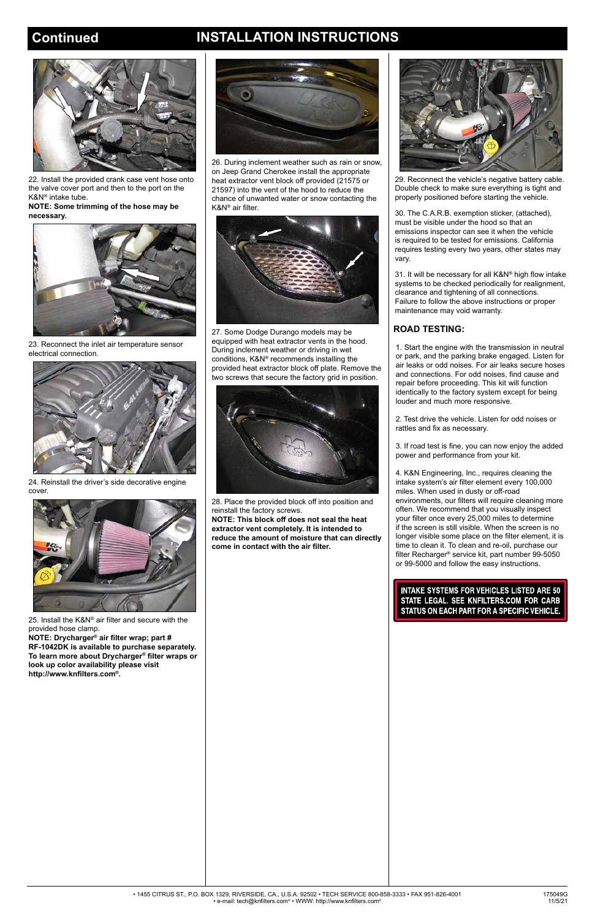## Continued

# INSTALLATION INSTRUCTIONS

22. Install the provided crank case vent hose onto the valve cover port and then to the port on the K&N® intake tube.
**NOTE: Some trimming of the hose may be necessary.**

23. Reconnect the inlet air temperature sensor electrical connection.

24. Reinstall the driver's side decorative engine cover.

25. Install the K&N® air filter and secure with the provided hose clamp.
**NOTE: Drycharger® air filter wrap; part # RF-1042DK is available to purchase separately. To learn more about Drycharger® filter wraps or look up color availability please visit http://www.knfilters.com®.**

26. During inclement weather such as rain or snow, on Jeep Grand Cherokee install the appropriate heat extractor vent block off provided (21575 or 21597) into the vent of the hood to reduce the chance of unwanted water or snow contacting the K&N® air filter.

27. Some Dodge Durango models may be equipped with heat extractor vents in the hood. During inclement weather or driving in wet conditions, K&N® recommends installing the provided heat extractor block off plate. Remove the two screws that secure the factory grid in position.

28. Place the provided block off into position and reinstall the factory screws.
**NOTE: This block off does not seal the heat extractor vent completely. It is intended to reduce the amount of moisture that can directly come in contact with the air filter.**

29. Reconnect the vehicle's negative battery cable. Double check to make sure everything is tight and properly positioned before starting the vehicle.

30. The C.A.R.B. exemption sticker, (attached), must be visible under the hood so that an emissions inspector can see it when the vehicle is required to be tested for emissions. California requires testing every two years, other states may vary.

31. It will be necessary for all K&N® high flow intake systems to be checked periodically for realignment, clearance and tightening of all connections. Failure to follow the above instructions or proper maintenance may void warranty.

### ROAD TESTING:

1. Start the engine with the transmission in neutral or park, and the parking brake engaged. Listen for air leaks or odd noises. For air leaks secure hoses and connections. For odd noises, find cause and repair before proceeding. This kit will function identically to the factory system except for being louder and much more responsive.

2. Test drive the vehicle. Listen for odd noises or rattles and fix as necessary.

3. If road test is fine, you can now enjoy the added power and performance from your kit.

4. K&N Engineering, Inc., requires cleaning the intake system's air filter element every 100,000 miles. When used in dusty or off-road environments, our filters will require cleaning more often. We recommend that you visually inspect your filter once every 25,000 miles to determine if the screen is still visible. When the screen is no longer visible some place on the filter element, it is time to clean it. To clean and re-oil, purchase our filter Recharger® service kit, part number 99-5050 or 99-5000 and follow the easy instructions.

**INTAKE SYSTEMS FOR VEHICLES LISTED ARE 50 STATE LEGAL. SEE KNFILTERS.COM FOR CARB STATUS ON EACH PART FOR A SPECIFIC VEHICLE.**

• 1455 CITRUS ST., P.O. BOX 1329, RIVERSIDE, CA., U.S.A. 92502 • TECH SERVICE 800-858-3333 • FAX 951-826-4001
• e-mail: tech@knfilters.com® • WWW: http://www.knfilters.com®

175049G
11/5/21